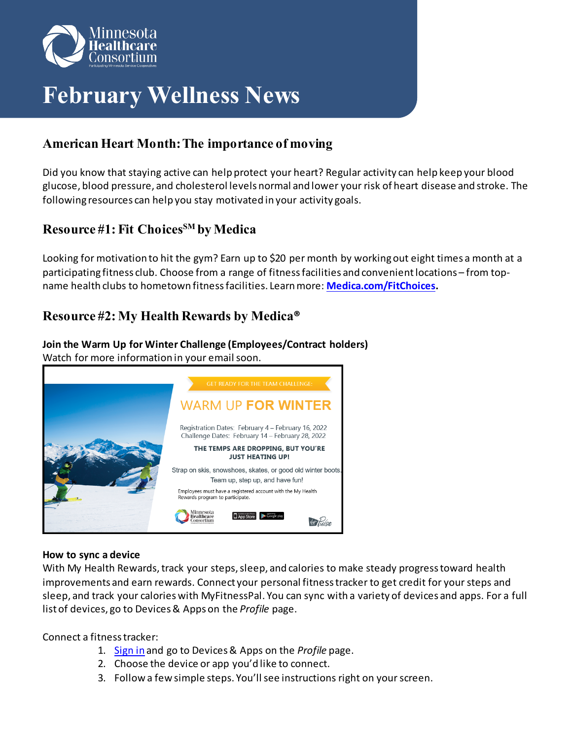Minnesota Healthcare Consortium

# February Wellness News

## American Heart Month: The importance of moving

Did you know that staying active can help protect your heart? Regular activity can help keep your blood glucose, blood pressure, and cholesterol levels normal and lower your risk of heart disease and stroke. The following resources can help you stay motivated in your activity goals.

## Resource #1: Fit Choices[SM] by Medica

Looking for motivation to hit the gym? Earn up to $20 per month by working out eight times a month at a participating fitness club. Choose from a range of fitness facilities and convenient locations – from top-name health clubs to hometown fitness facilities. Learn more: **Medica.com/FitChoices**.

## Resource #2: My Health Rewards by Medica®

**Join the Warm Up for Winter Challenge (Employees/Contract holders)**
Watch for more information in your email soon.

GET READY FOR THE TEAM CHALLENGE:

WARM UP **FOR WINTER**

Registration Dates: February 4 – February 16, 2022
Challenge Dates: February 14 – February 28, 2022

**THE TEMPS ARE DROPPING, BUT YOU'RE JUST HEATING UP!**

Strap on skis, snowshoes, skates, or good old winter boots. Team up, step up, and have fun!

Employees must have a registered account with the My Health Rewards program to participate.

**How to sync a device**
With My Health Rewards, track your steps, sleep, and calories to make steady progress toward health improvements and earn rewards. Connect your personal fitness tracker to get credit for your steps and sleep, and track your calories with MyFitnessPal. You can sync with a variety of devices and apps. For a full list of devices, go to Devices & Apps on the *Profile* page.

Connect a fitness tracker:

1. Sign in and go to Devices & Apps on the *Profile* page.
2. Choose the device or app you'd like to connect.
3. Follow a few simple steps. You'll see instructions right on your screen.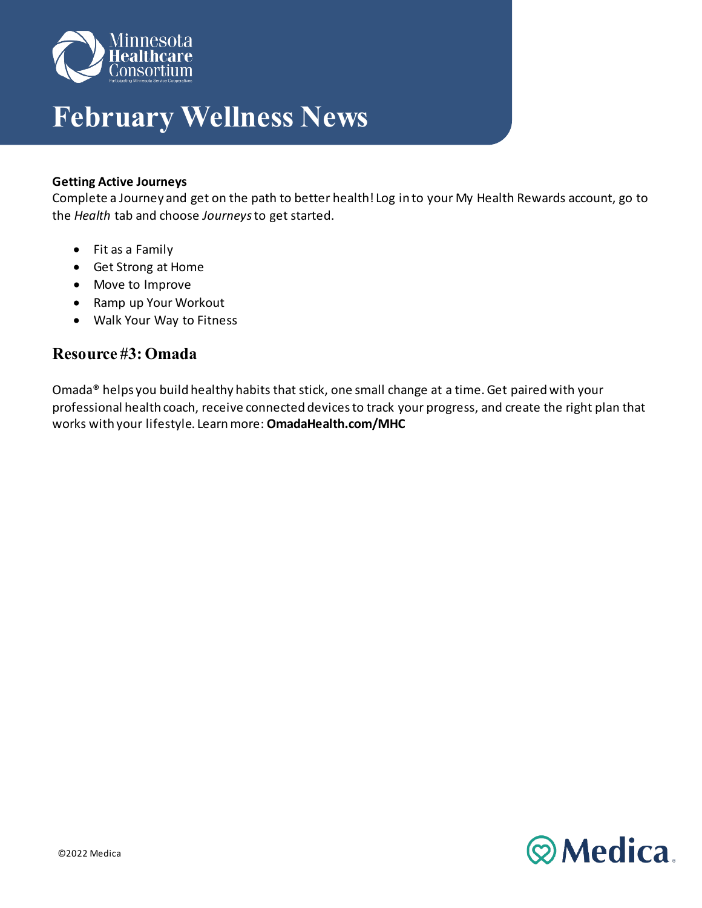# February Wellness News

**Getting Active Journeys**
Complete a Journey and get on the path to better health! Log in to your My Health Rewards account, go to the *Health* tab and choose *Journeys* to get started.

- Fit as a Family
- Get Strong at Home
- Move to Improve
- Ramp up Your Workout
- Walk Your Way to Fitness

## Resource #3: Omada

Omada® helps you build healthy habits that stick, one small change at a time. Get paired with your professional health coach, receive connected devices to track your progress, and create the right plan that works with your lifestyle. Learn more: **OmadaHealth.com/MHC**

©2022 Medica